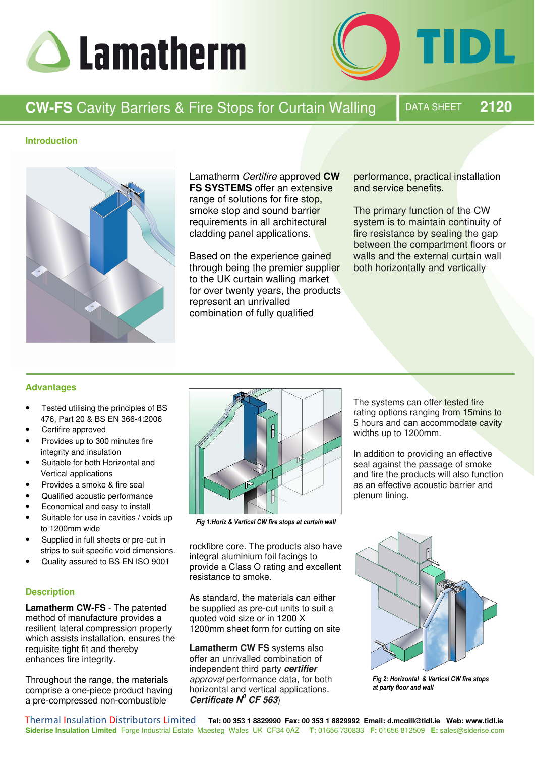# CW-FS Cavity Barriers & Fire Stops for Curtain Walling

DATA SHEET **2120**

## Introduction

Lamatherm *Certifire* approved **CW FS SYSTEMS** offer an extensive range of solutions for fire stop, smoke stop and sound barrier requirements in all architectural cladding panel applications.

Based on the experience gained through being the premier supplier to the UK curtain walling market for over twenty years, the products represent an unrivalled combination of fully qualified performance, practical installation and service benefits.

The primary function of the CW system is to maintain continuity of fire resistance by sealing the gap between the compartment floors or walls and the external curtain wall both horizontally and vertically

## Advantages

- Tested utilising the principles of BS 476, Part 20 & BS EN 366-4:2006
- Certifire approved
- Provides up to 300 minutes fire integrity and insulation
- Suitable for both Horizontal and Vertical applications
- Provides a smoke & fire seal
- Qualified acoustic performance
- Economical and easy to install
- Suitable for use in cavities / voids up to 1200mm wide
- Supplied in full sheets or pre-cut in strips to suit specific void dimensions.
- Quality assured to BS EN ISO 9001

*Fig 1:Horiz & Vertical CW fire stops at curtain wall*

The systems can offer tested fire rating options ranging from 15mins to 5 hours and can accommodate cavity widths up to 1200mm.

In addition to providing an effective seal against the passage of smoke and fire the products will also function as an effective acoustic barrier and plenum lining.

## Description

**Lamatherm CW-FS** - The patented method of manufacture provides a resilient lateral compression property which assists installation, ensures the requisite tight fit and thereby enhances fire integrity.

Throughout the range, the materials comprise a one-piece product having a pre-compressed non-combustible rockfibre core. The products also have integral aluminium foil facings to provide a Class O rating and excellent resistance to smoke.

As standard, the materials can either be supplied as pre-cut units to suit a quoted void size or in 1200 X 1200mm sheet form for cutting on site

**Lamatherm CW FS** systems also offer an unrivalled combination of independent third party ***certifier*** *approval* performance data, for both horizontal and vertical applications. ***Certificate N<sup>0</sup> CF 563***)

*Fig 2: Horizontal & Vertical CW fire stops at party floor and wall*

Thermal Insulation Distributors Limited **Tel: 00 353 1 8829990 Fax: 00 353 1 8829992 Email: d.mcgill@tidl.ie Web: www.tidl.ie**

**Siderise Insulation Limited** Forge Industrial Estate Maesteg Wales UK CF34 0AZ **T:** 01656 730833 **F:** 01656 812509 **E:** sales@siderise.com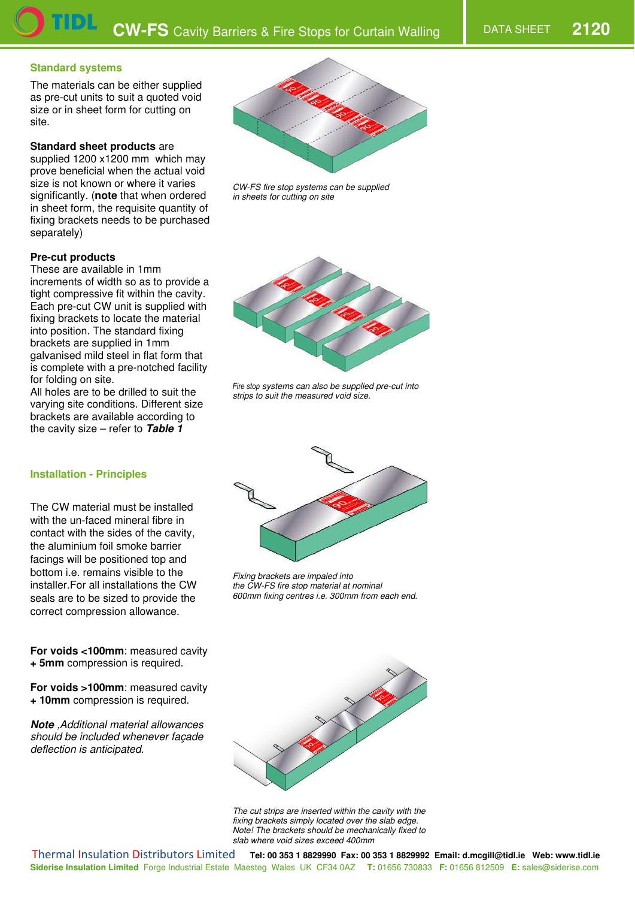## Standard systems

The materials can be either supplied as pre-cut units to suit a quoted void size or in sheet form for cutting on site.

**Standard sheet products** are supplied 1200 x1200 mm which may prove beneficial when the actual void size is not known or where it varies significantly. (**note** that when ordered in sheet form, the requisite quantity of fixing brackets needs to be purchased separately)

*CW-FS fire stop systems can be supplied in sheets for cutting on site*

**Pre-cut products**

These are available in 1mm increments of width so as to provide a tight compressive fit within the cavity. Each pre-cut CW unit is supplied with fixing brackets to locate the material into position. The standard fixing brackets are supplied in 1mm galvanised mild steel in flat form that is complete with a pre-notched facility for folding on site.

All holes are to be drilled to suit the varying site conditions. Different size brackets are available according to the cavity size – refer to ***Table 1***

*Fire stop systems can also be supplied pre-cut into strips to suit the measured void size.*

## Installation - Principles

The CW material must be installed with the un-faced mineral fibre in contact with the sides of the cavity, the aluminium foil smoke barrier facings will be positioned top and bottom i.e. remains visible to the installer.For all installations the CW seals are to be sized to provide the correct compression allowance.

*Fixing brackets are impaled into the CW-FS fire stop material at nominal 600mm fixing centres i.e. 300mm from each end.*

**For voids <100mm**: measured cavity **+ 5mm** compression is required.

**For voids >100mm**: measured cavity **+ 10mm** compression is required.

***Note*** *,Additional material allowances should be included whenever façade deflection is anticipated.*

*The cut strips are inserted within the cavity with the fixing brackets simply located over the slab edge. Note! The brackets should be mechanically fixed to slab where void sizes exceed 400mm*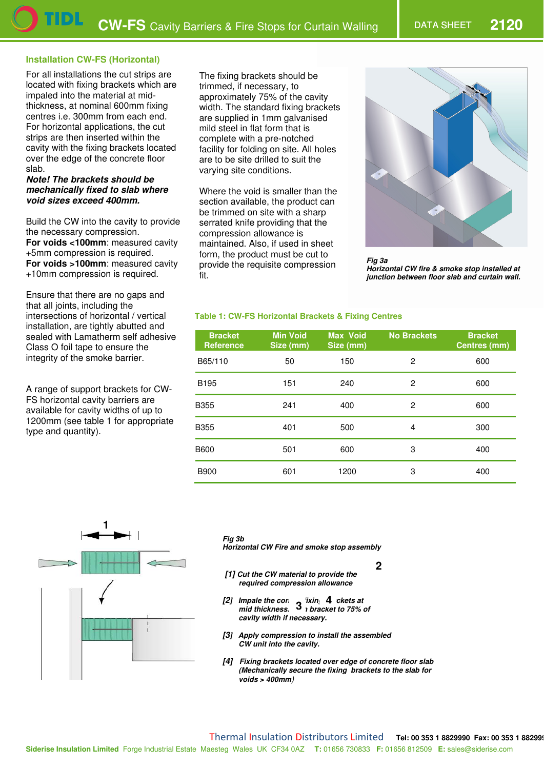## Installation CW-FS (Horizontal)

For all installations the cut strips are located with fixing brackets which are impaled into the material at mid-thickness, at nominal 600mm fixing centres i.e. 300mm from each end. For horizontal applications, the cut strips are then inserted within the cavity with the fixing brackets located over the edge of the concrete floor slab.

***Note! The brackets should be mechanically fixed to slab where void sizes exceed 400mm.***

Build the CW into the cavity to provide the necessary compression.
**For voids <100mm**: measured cavity +5mm compression is required.
**For voids >100mm**: measured cavity +10mm compression is required.

Ensure that there are no gaps and that all joints, including the intersections of horizontal / vertical installation, are tightly abutted and sealed with Lamatherm self adhesive Class O foil tape to ensure the integrity of the smoke barrier.

A range of support brackets for CW-FS horizontal cavity barriers are available for cavity widths of up to 1200mm (see table 1 for appropriate type and quantity).

The fixing brackets should be trimmed, if necessary, to approximately 75% of the cavity width. The standard fixing brackets are supplied in 1mm galvanised mild steel in flat form that is complete with a pre-notched facility for folding on site. All holes are to be site drilled to suit the varying site conditions.

Where the void is smaller than the section available, the product can be trimmed on site with a sharp serrated knife providing that the compression allowance is maintained. Also, if used in sheet form, the product must be cut to provide the requisite compression fit.

*Fig 3a*
***Horizontal CW fire & smoke stop installed at junction between floor slab and curtain wall.***

**Table 1: CW-FS Horizontal Brackets & Fixing Centres**

| Bracket Reference | Min Void Size (mm) | Max Void Size (mm) | No Brackets | Bracket Centres (mm) |
|---|---|---|---|---|
| B65/110 | 50 | 150 | 2 | 600 |
| B195 | 151 | 240 | 2 | 600 |
| B355 | 241 | 400 | 2 | 600 |
| B355 | 401 | 500 | 4 | 300 |
| B600 | 501 | 600 | 3 | 400 |
| B900 | 601 | 1200 | 3 | 400 |

*Fig 3b*
***Horizontal CW Fire and smoke stop assembly***

***[1] Cut the CW material to provide the required compression allowance***

***[2] Impale the core fixing brackets at mid thickness. Trim bracket to 75% of cavity width if necessary.***

***[3] Apply compression to install the assembled CW unit into the cavity.***

***[4] Fixing brackets located over edge of concrete floor slab (Mechanically secure the fixing brackets to the slab for voids > 400mm)***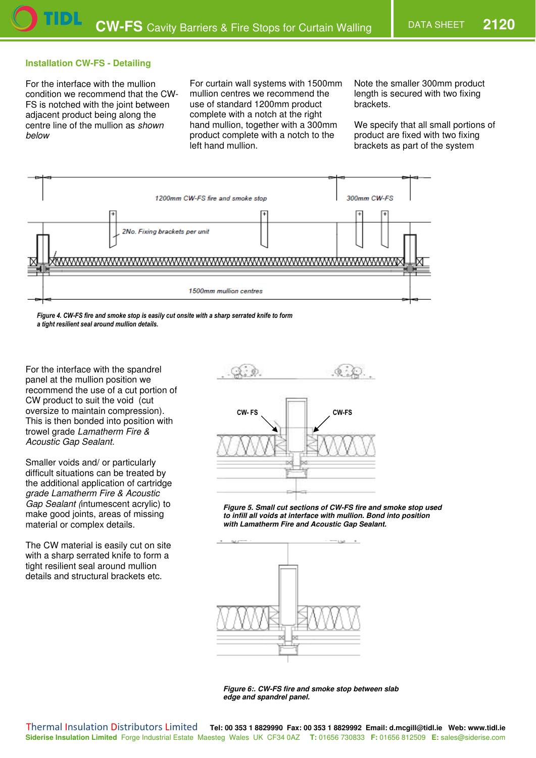## Installation CW-FS - Detailing

For the interface with the mullion condition we recommend that the CW-FS is notched with the joint between adjacent product being along the centre line of the mullion as *shown below*

For curtain wall systems with 1500mm mullion centres we recommend the use of standard 1200mm product complete with a notch at the right hand mullion, together with a 300mm product complete with a notch to the left hand mullion.

Note the smaller 300mm product length is secured with two fixing brackets.

We specify that all small portions of product are fixed with two fixing brackets as part of the system

*Figure 4. CW-FS fire and smoke stop is easily cut onsite with a sharp serrated knife to form a tight resilient seal around mullion details.*

For the interface with the spandrel panel at the mullion position we recommend the use of a cut portion of CW product to suit the void (cut oversize to maintain compression). This is then bonded into position with trowel grade *Lamatherm Fire & Acoustic Gap Sealant.*

Smaller voids and/ or particularly difficult situations can be treated by the additional application of cartridge *grade Lamatherm Fire & Acoustic Gap Sealant (*intumescent acrylic) to make good joints, areas of missing material or complex details.

The CW material is easily cut on site with a sharp serrated knife to form a tight resilient seal around mullion details and structural brackets etc.

***Figure 5. Small cut sections of CW-FS fire and smoke stop used to infill all voids at interface with mullion. Bond into position with Lamatherm Fire and Acoustic Gap Sealant.***

***Figure 6:. CW-FS fire and smoke stop between slab edge and spandrel panel.***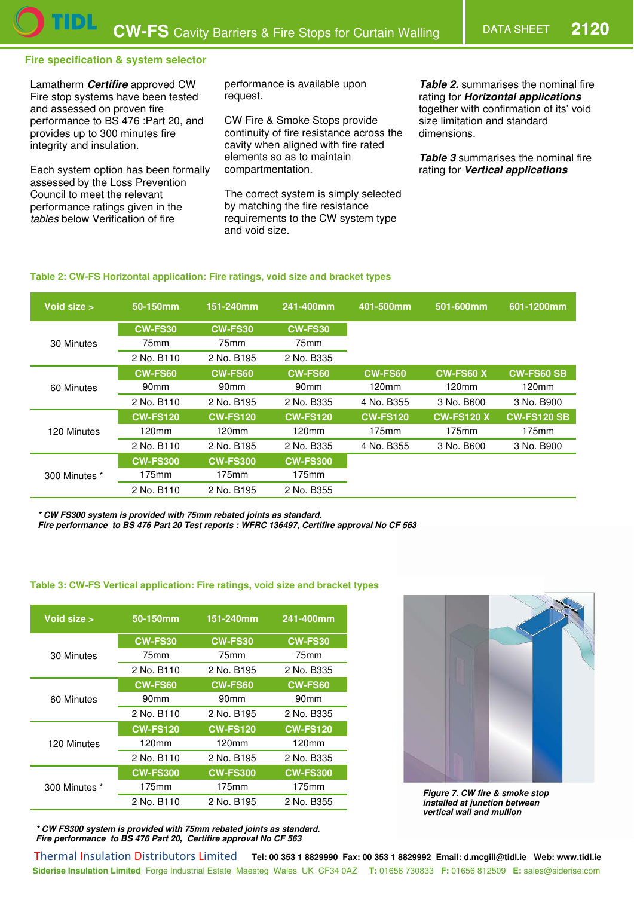## Fire specification & system selector

Lamatherm ***Certifire*** approved CW Fire stop systems have been tested and assessed on proven fire performance to BS 476 :Part 20, and provides up to 300 minutes fire integrity and insulation.

Each system option has been formally assessed by the Loss Prevention Council to meet the relevant performance ratings given in the *tables* below Verification of fire performance is available upon request.

CW Fire & Smoke Stops provide continuity of fire resistance across the cavity when aligned with fire rated elements so as to maintain compartmentation.

The correct system is simply selected by matching the fire resistance requirements to the CW system type and void size.

***Table 2.*** summarises the nominal fire rating for ***Horizontal applications*** together with confirmation of its' void size limitation and standard dimensions.

***Table 3*** summarises the nominal fire rating for ***Vertical applications***

**Table 2: CW-FS Horizontal application: Fire ratings, void size and bracket types**

| Void size > | 50-150mm | 151-240mm | 241-400mm | 401-500mm | 501-600mm | 601-1200mm |
|---|---|---|---|---|---|---|
| 30 Minutes | CW-FS30 | CW-FS30 | CW-FS30 | | | |
| | 75mm | 75mm | 75mm | | | |
| | 2 No. B110 | 2 No. B195 | 2 No. B335 | | | |
| 60 Minutes | CW-FS60 | CW-FS60 | CW-FS60 | CW-FS60 | CW-FS60 X | CW-FS60 SB |
| | 90mm | 90mm | 90mm | 120mm | 120mm | 120mm |
| | 2 No. B110 | 2 No. B195 | 2 No. B335 | 4 No. B355 | 3 No. B600 | 3 No. B900 |
| 120 Minutes | CW-FS120 | CW-FS120 | CW-FS120 | CW-FS120 | CW-FS120 X | CW-FS120 SB |
| | 120mm | 120mm | 120mm | 175mm | 175mm | 175mm |
| | 2 No. B110 | 2 No. B195 | 2 No. B335 | 4 No. B355 | 3 No. B600 | 3 No. B900 |
| 300 Minutes * | CW-FS300 | CW-FS300 | CW-FS300 | | | |
| | 175mm | 175mm | 175mm | | | |
| | 2 No. B110 | 2 No. B195 | 2 No. B355 | | | |

****** CW FS300 system is provided with 75mm rebated joints as standard.*
*Fire performance to BS 476 Part 20 Test reports : WFRC 136497, Certifire approval No CF 563*

**Table 3: CW-FS Vertical application: Fire ratings, void size and bracket types**

| Void size > | 50-150mm | 151-240mm | 241-400mm |
|---|---|---|---|
| 30 Minutes | CW-FS30 | CW-FS30 | CW-FS30 |
| | 75mm | 75mm | 75mm |
| | 2 No. B110 | 2 No. B195 | 2 No. B335 |
| 60 Minutes | CW-FS60 | CW-FS60 | CW-FS60 |
| | 90mm | 90mm | 90mm |
| | 2 No. B110 | 2 No. B195 | 2 No. B335 |
| 120 Minutes | CW-FS120 | CW-FS120 | CW-FS120 |
| | 120mm | 120mm | 120mm |
| | 2 No. B110 | 2 No. B195 | 2 No. B335 |
| 300 Minutes * | CW-FS300 | CW-FS300 | CW-FS300 |
| | 175mm | 175mm | 175mm |
| | 2 No. B110 | 2 No. B195 | 2 No. B355 |

****** CW FS300 system is provided with 75mm rebated joints as standard.*
*Fire performance to BS 476 Part 20, Certifire approval No CF 563*

*Figure 7. CW fire & smoke stop installed at junction between vertical wall and mullion*

Thermal Insulation Distributors Limited Tel: 00 353 1 8829990 Fax: 00 353 1 8829992 Email: d.mcgill@tidl.ie Web: www.tidl.ie
**Siderise Insulation Limited** Forge Industrial Estate Maesteg Wales UK CF34 0AZ **T:** 01656 730833 **F:** 01656 812509 **E:** sales@siderise.com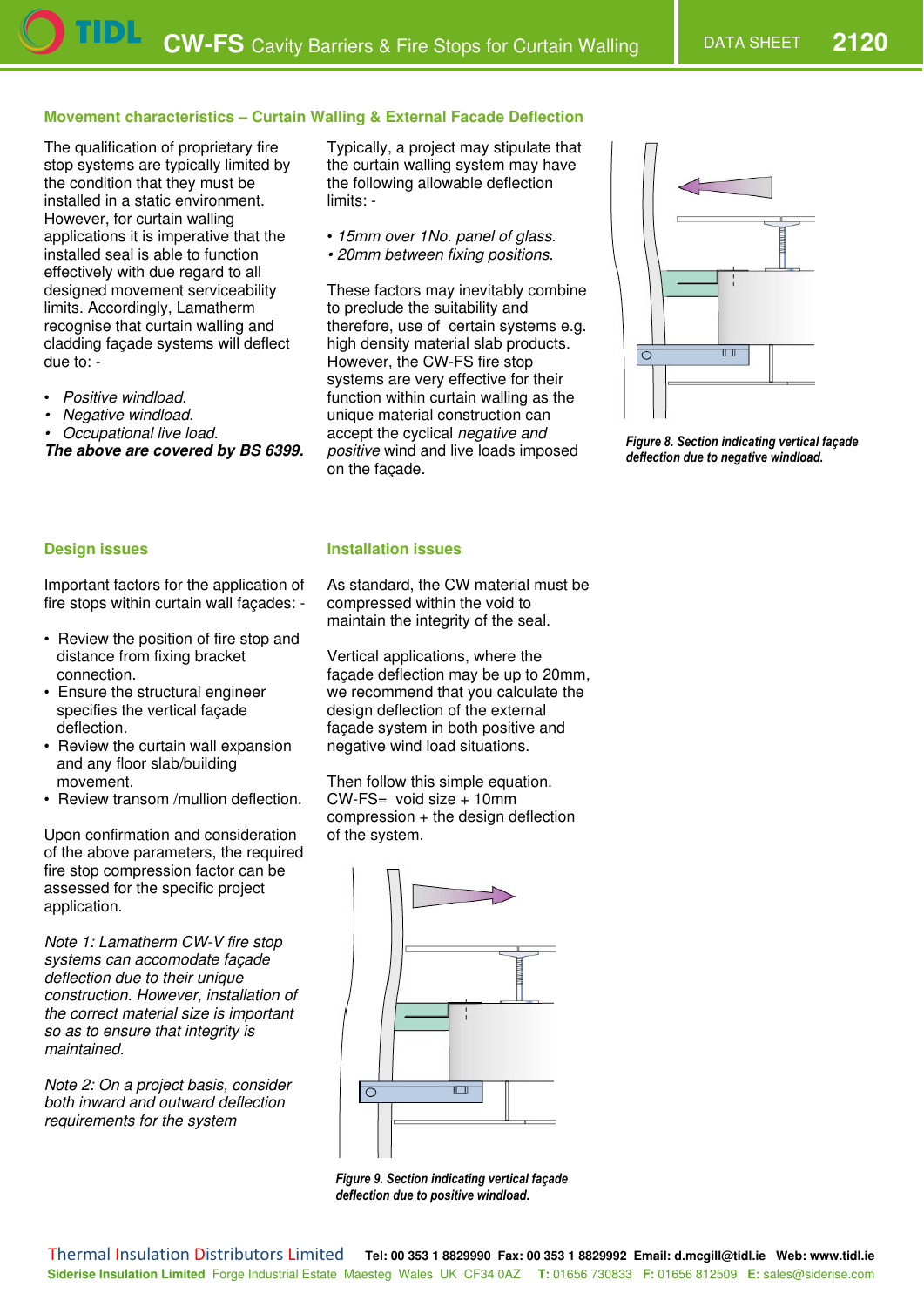## Movement characteristics – Curtain Walling & External Facade Deflection

The qualification of proprietary fire stop systems are typically limited by the condition that they must be installed in a static environment. However, for curtain walling applications it is imperative that the installed seal is able to function effectively with due regard to all designed movement serviceability limits. Accordingly, Lamatherm recognise that curtain walling and cladding façade systems will deflect due to: -

- *Positive windload.*
- *Negative windload.*
- *Occupational live load.*

***The above are covered by BS 6399.***

Typically, a project may stipulate that the curtain walling system may have the following allowable deflection limits: -

- *15mm over 1No. panel of glass.*
- *20mm between fixing positions.*

These factors may inevitably combine to preclude the suitability and therefore, use of certain systems e.g. high density material slab products. However, the CW-FS fire stop systems are very effective for their function within curtain walling as the unique material construction can accept the cyclical *negative and positive* wind and live loads imposed on the façade.

***Figure 8. Section indicating vertical façade deflection due to negative windload.***

## Design issues

Important factors for the application of fire stops within curtain wall façades: -

- Review the position of fire stop and distance from fixing bracket connection.
- Ensure the structural engineer specifies the vertical façade deflection.
- Review the curtain wall expansion and any floor slab/building movement.
- Review transom /mullion deflection.

Upon confirmation and consideration of the above parameters, the required fire stop compression factor can be assessed for the specific project application.

*Note 1: Lamatherm CW-V fire stop systems can accomodate façade deflection due to their unique construction. However, installation of the correct material size is important so as to ensure that integrity is maintained.*

*Note 2: On a project basis, consider both inward and outward deflection requirements for the system*

## Installation issues

As standard, the CW material must be compressed within the void to maintain the integrity of the seal.

Vertical applications, where the façade deflection may be up to 20mm, we recommend that you calculate the design deflection of the external façade system in both positive and negative wind load situations.

Then follow this simple equation.
CW-FS= void size + 10mm compression + the design deflection of the system.

***Figure 9. Section indicating vertical façade deflection due to positive windload.***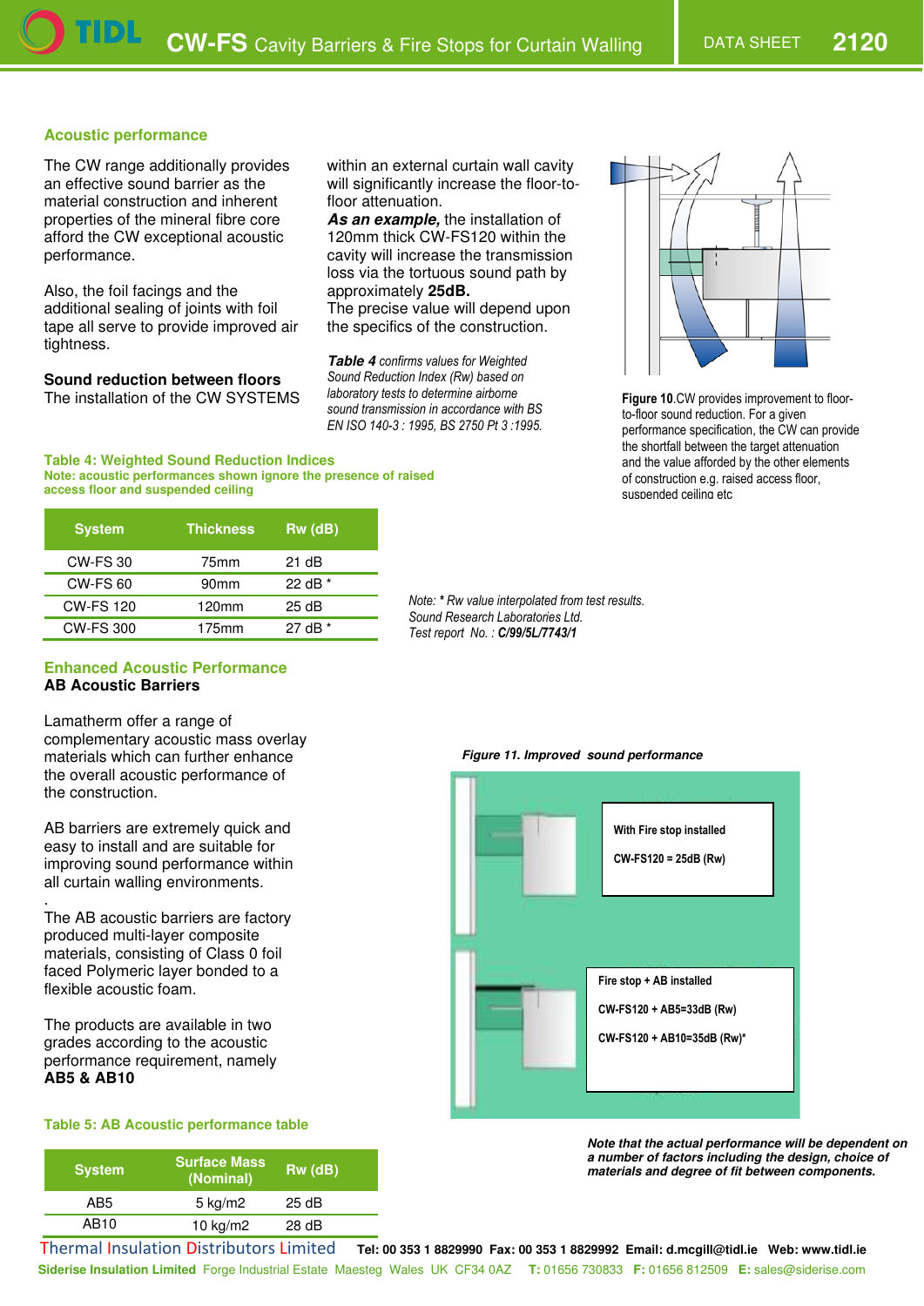## Acoustic performance

The CW range additionally provides an effective sound barrier as the material construction and inherent properties of the mineral fibre core afford the CW exceptional acoustic performance.

Also, the foil facings and the additional sealing of joints with foil tape all serve to provide improved air tightness.

**Sound reduction between floors**

The installation of the CW SYSTEMS within an external curtain wall cavity will significantly increase the floor-to-floor attenuation.

***As an example,*** the installation of 120mm thick CW-FS120 within the cavity will increase the transmission loss via the tortuous sound path by approximately **25dB.**

The precise value will depend upon the specifics of the construction.

***Table 4*** *confirms values for Weighted Sound Reduction Index (Rw) based on laboratory tests to determine airborne sound transmission in accordance with BS EN ISO 140-3 : 1995, BS 2750 Pt 3 :1995.*

**Figure 10**.CW provides improvement to floor-to-floor sound reduction. For a given performance specification, the CW can provide the shortfall between the target attenuation and the value afforded by the other elements of construction e.g. raised access floor, suspended ceiling etc

**Table 4: Weighted Sound Reduction Indices**

**Note: acoustic performances shown ignore the presence of raised access floor and suspended ceiling**

| System | Thickness | Rw (dB) |
|---|---|---|
| CW-FS 30 | 75mm | 21 dB |
| CW-FS 60 | 90mm | 22 dB * |
| CW-FS 120 | 120mm | 25 dB |
| CW-FS 300 | 175mm | 27 dB * |

*Note: * Rw value interpolated from test results.*
*Sound Research Laboratories Ltd.*
*Test report No. : **C/99/5L/7743/1***

## Enhanced Acoustic Performance

**AB Acoustic Barriers**

Lamatherm offer a range of complementary acoustic mass overlay materials which can further enhance the overall acoustic performance of the construction.

AB barriers are extremely quick and easy to install and are suitable for improving sound performance within all curtain walling environments.

The AB acoustic barriers are factory produced multi-layer composite materials, consisting of Class 0 foil faced Polymeric layer bonded to a flexible acoustic foam.

The products are available in two grades according to the acoustic performance requirement, namely **AB5 & AB10**

***Figure 11. Improved sound performance***

**With Fire stop installed**

**CW-FS120 = 25dB (Rw)**

**Fire stop + AB installed**

**CW-FS120 + AB5=33dB (Rw)**

**CW-FS120 + AB10=35dB (Rw)***

**Table 5: AB Acoustic performance table**

| System | Surface Mass (Nominal) | Rw (dB) |
|---|---|---|
| AB5 | 5 kg/m2 | 25 dB |
| AB10 | 10 kg/m2 | 28 dB |

***Note that the actual performance will be dependent on a number of factors including the design, choice of materials and degree of fit between components.***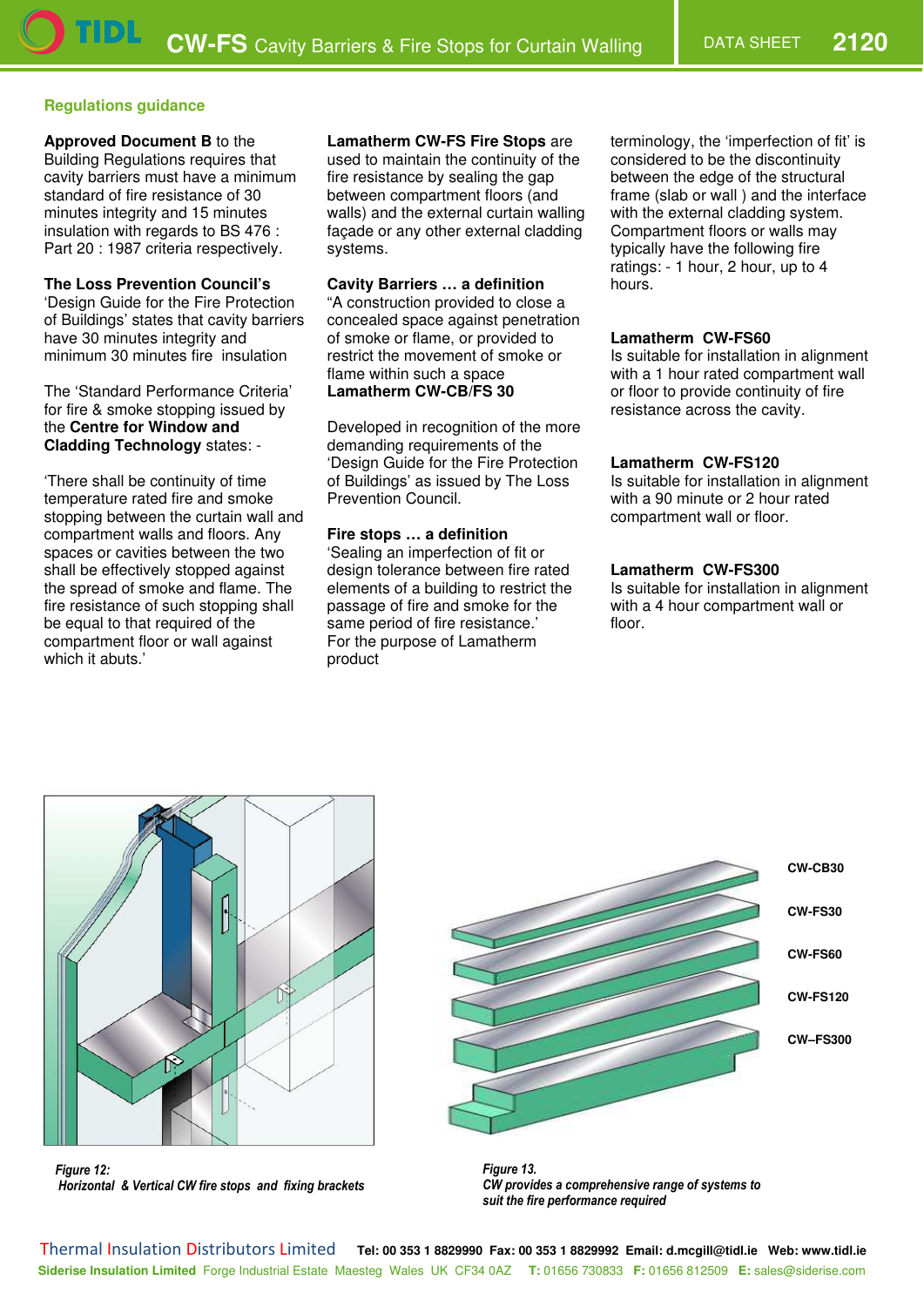## Regulations guidance

**Approved Document B** to the Building Regulations requires that cavity barriers must have a minimum standard of fire resistance of 30 minutes integrity and 15 minutes insulation with regards to BS 476 : Part 20 : 1987 criteria respectively.

**The Loss Prevention Council's** 'Design Guide for the Fire Protection of Buildings' states that cavity barriers have 30 minutes integrity and minimum 30 minutes fire insulation

The 'Standard Performance Criteria' for fire & smoke stopping issued by the **Centre for Window and Cladding Technology** states: -

'There shall be continuity of time temperature rated fire and smoke stopping between the curtain wall and compartment walls and floors. Any spaces or cavities between the two shall be effectively stopped against the spread of smoke and flame. The fire resistance of such stopping shall be equal to that required of the compartment floor or wall against which it abuts.'

**Lamatherm CW-FS Fire Stops** are used to maintain the continuity of the fire resistance by sealing the gap between compartment floors (and walls) and the external curtain walling façade or any other external cladding systems.

**Cavity Barriers … a definition**
"A construction provided to close a concealed space against penetration of smoke or flame, or provided to restrict the movement of smoke or flame within such a space

**Lamatherm CW-CB/FS 30**

Developed in recognition of the more demanding requirements of the 'Design Guide for the Fire Protection of Buildings' as issued by The Loss Prevention Council.

**Fire stops … a definition**
'Sealing an imperfection of fit or design tolerance between fire rated elements of a building to restrict the passage of fire and smoke for the same period of fire resistance.'
For the purpose of Lamatherm product terminology, the 'imperfection of fit' is considered to be the discontinuity between the edge of the structural frame (slab or wall ) and the interface with the external cladding system. Compartment floors or walls may typically have the following fire ratings: - 1 hour, 2 hour, up to 4 hours.

**Lamatherm CW-FS60**
Is suitable for installation in alignment with a 1 hour rated compartment wall or floor to provide continuity of fire resistance across the cavity.

**Lamatherm CW-FS120**
Is suitable for installation in alignment with a 90 minute or 2 hour rated compartment wall or floor.

**Lamatherm CW-FS300**
Is suitable for installation in alignment with a 4 hour compartment wall or floor.

*Figure 12: Horizontal & Vertical CW fire stops and fixing brackets*

CW-CB30
CW-FS30
CW-FS60
CW-FS120
CW–FS300

*Figure 13. CW provides a comprehensive range of systems to suit the fire performance required*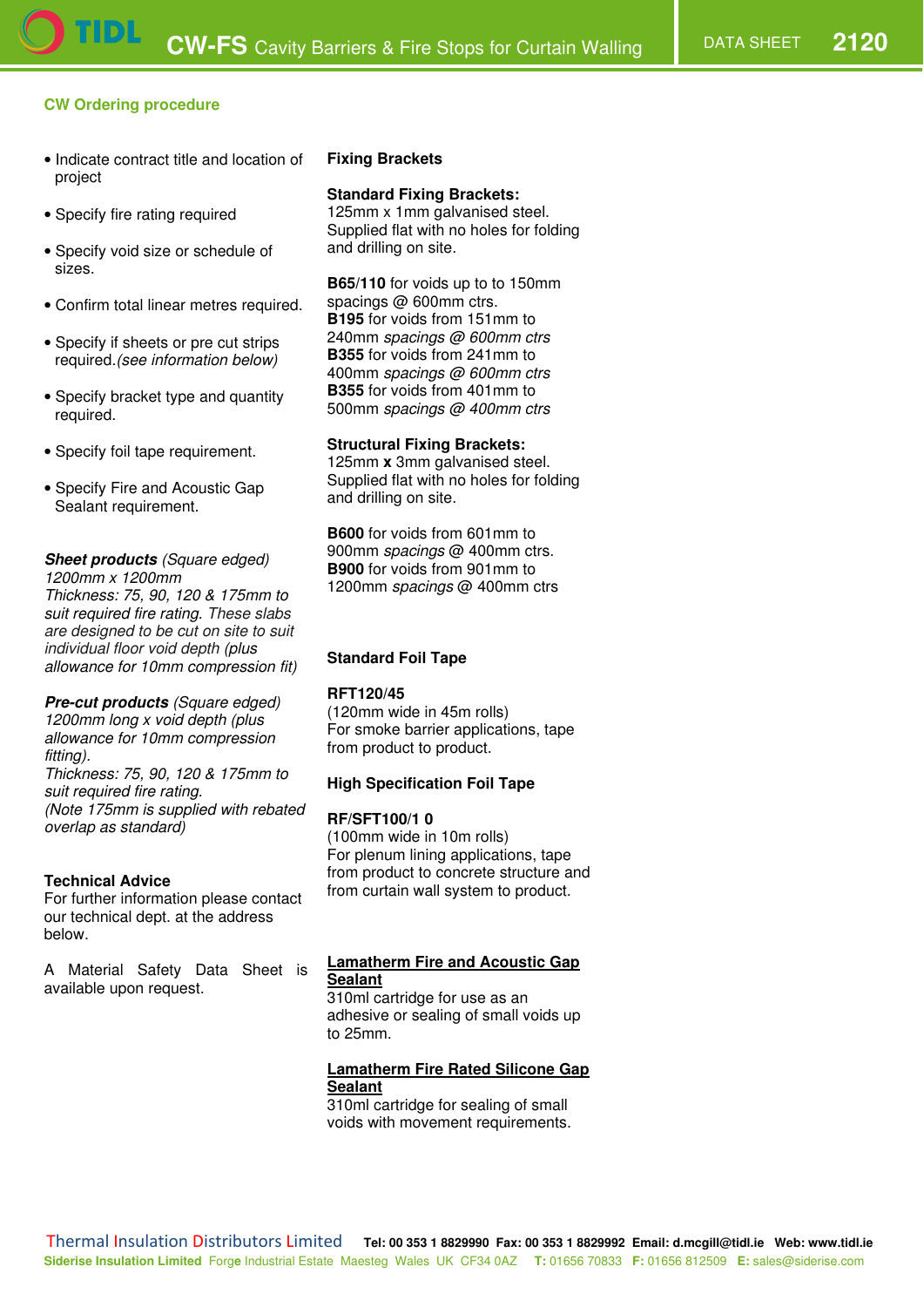## CW Ordering procedure

- Indicate contract title and location of project
- Specify fire rating required
- Specify void size or schedule of sizes.
- Confirm total linear metres required.
- Specify if sheets or pre cut strips required.*(see information below)*
- Specify bracket type and quantity required.
- Specify foil tape requirement.
- Specify Fire and Acoustic Gap Sealant requirement.

***Sheet products*** *(Square edged)*
*1200mm x 1200mm*
*Thickness: 75, 90, 120 & 175mm to suit required fire rating. These slabs are designed to be cut on site to suit individual floor void depth (plus allowance for 10mm compression fit)*

***Pre-cut products*** *(Square edged)*
*1200mm long x void depth (plus allowance for 10mm compression fitting).*
*Thickness: 75, 90, 120 & 175mm to suit required fire rating.*
*(Note 175mm is supplied with rebated overlap as standard)*

**Technical Advice**
For further information please contact our technical dept. at the address below.

A Material Safety Data Sheet is available upon request.

**Fixing Brackets**

**Standard Fixing Brackets:**
125mm x 1mm galvanised steel.
Supplied flat with no holes for folding and drilling on site.

**B65/110** for voids up to to 150mm spacings @ 600mm ctrs.
**B195** for voids from 151mm to 240mm *spacings @ 600mm ctrs*
**B355** for voids from 241mm to 400mm *spacings @ 600mm ctrs*
**B355** for voids from 401mm to 500mm *spacings @ 400mm ctrs*

**Structural Fixing Brackets:**
125mm **x** 3mm galvanised steel.
Supplied flat with no holes for folding and drilling on site.

**B600** for voids from 601mm to 900mm *spacings* @ 400mm ctrs.
**B900** for voids from 901mm to 1200mm *spacings* @ 400mm ctrs

**Standard Foil Tape**

**RFT120/45**
(120mm wide in 45m rolls)
For smoke barrier applications, tape from product to product.

**High Specification Foil Tape**

**RF/SFT100/1 0**
(100mm wide in 10m rolls)
For plenum lining applications, tape from product to concrete structure and from curtain wall system to product.

**Lamatherm Fire and Acoustic Gap Sealant**
310ml cartridge for use as an adhesive or sealing of small voids up to 25mm.

**Lamatherm Fire Rated Silicone Gap Sealant**
310ml cartridge for sealing of small voids with movement requirements.

Thermal Insulation Distributors Limited **Tel: 00 353 1 8829990 Fax: 00 353 1 8829992 Email: d.mcgill@tidl.ie Web: www.tidl.ie**
**Siderise Insulation Limited** Forge Industrial Estate Maesteg Wales UK CF34 0AZ **T:** 01656 70833 **F:** 01656 812509 **E:** sales@siderise.com